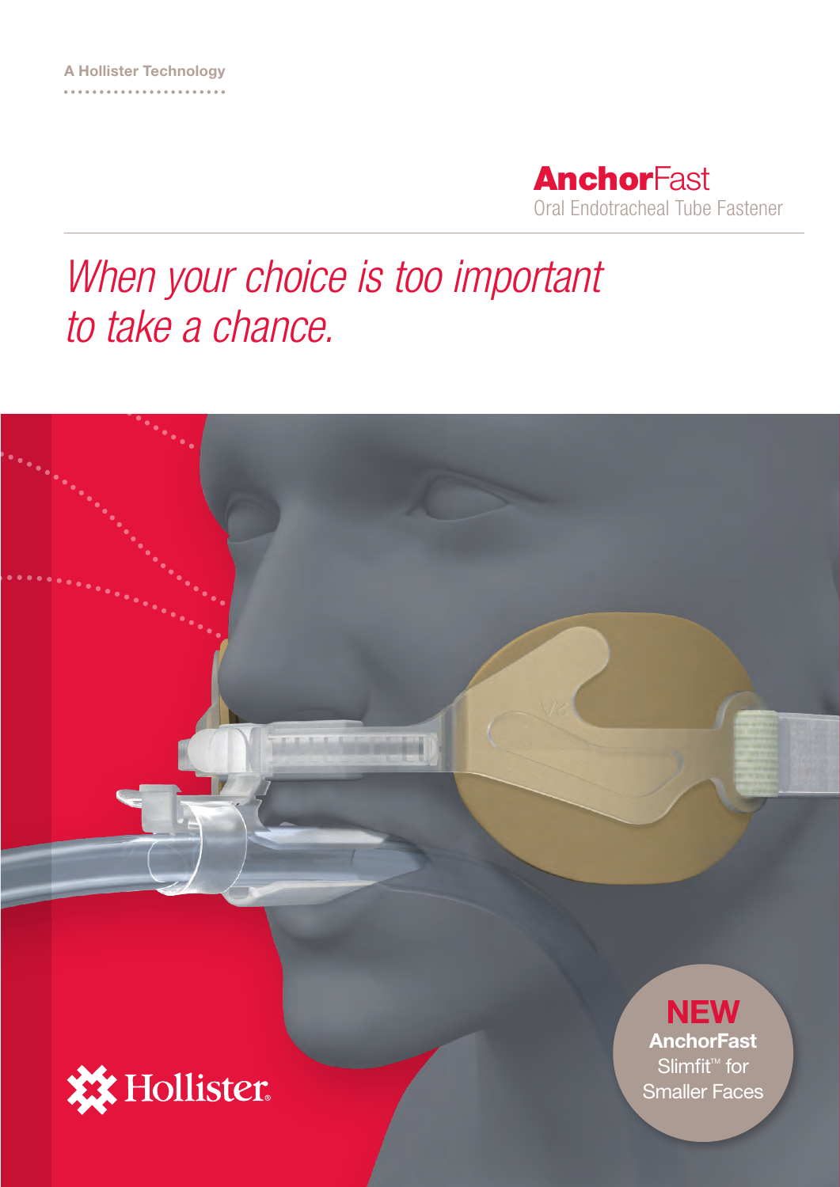A Hollister Technology

# AnchorFast

Oral Endotracheal Tube Fastener

*When your choice is too important to take a chance.*

**NEW**
**AnchorFast** Slimfit™ for Smaller Faces

Hollister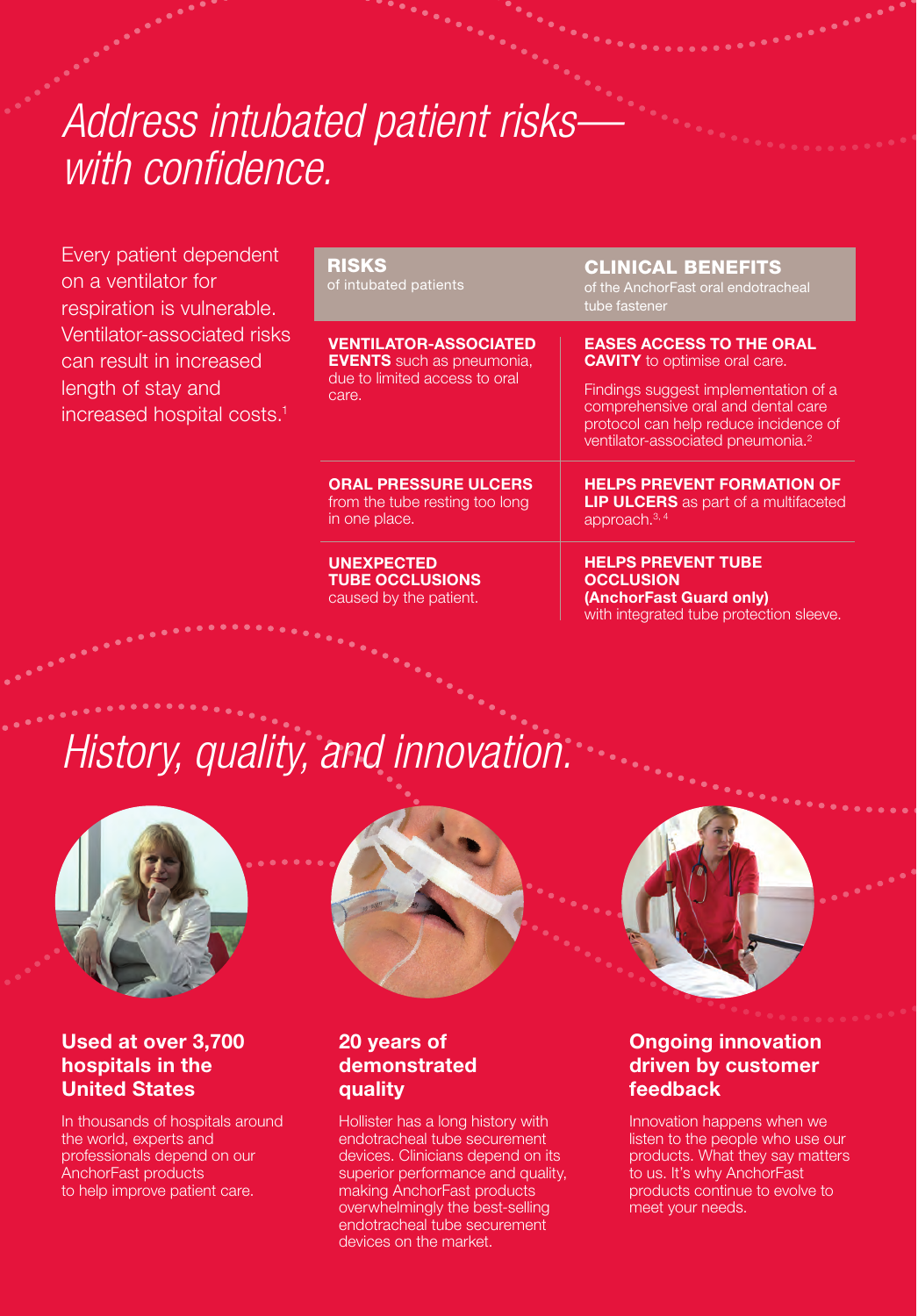# *Address intubated patient risks—with confidence.*

Every patient dependent on a ventilator for respiration is vulnerable. Ventilator-associated risks can result in increased length of stay and increased hospital costs.[1]

| **RISKS** of intubated patients | **CLINICAL BENEFITS** of the AnchorFast oral endotracheal tube fastener |
|---|---|
| **VENTILATOR-ASSOCIATED EVENTS** such as pneumonia, due to limited access to oral care. | **EASES ACCESS TO THE ORAL CAVITY** to optimise oral care. Findings suggest implementation of a comprehensive oral and dental care protocol can help reduce incidence of ventilator-associated pneumonia.[2] |
| **ORAL PRESSURE ULCERS** from the tube resting too long in one place. | **HELPS PREVENT FORMATION OF LIP ULCERS** as part of a multifaceted approach.[3,4] |
| **UNEXPECTED TUBE OCCLUSIONS** caused by the patient. | **HELPS PREVENT TUBE OCCLUSION (AnchorFast Guard only)** with integrated tube protection sleeve. |

# *History, quality, and innovation.*

### Used at over 3,700 hospitals in the United States

In thousands of hospitals around the world, experts and professionals depend on our AnchorFast products to help improve patient care.

### 20 years of demonstrated quality

Hollister has a long history with endotracheal tube securement devices. Clinicians depend on its superior performance and quality, making AnchorFast products overwhelmingly the best-selling endotracheal tube securement devices on the market.

### Ongoing innovation driven by customer feedback

Innovation happens when we listen to the people who use our products. What they say matters to us. It's why AnchorFast products continue to evolve to meet your needs.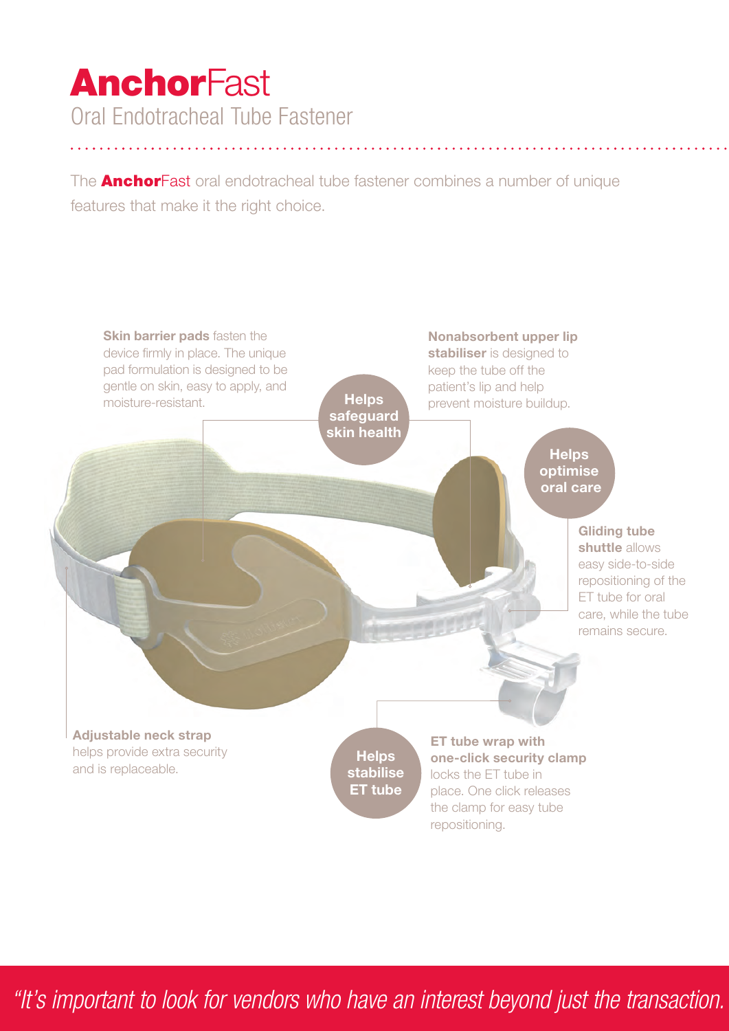# **Anchor**Fast

## Oral Endotracheal Tube Fastener

The **Anchor**Fast oral endotracheal tube fastener combines a number of unique features that make it the right choice.

**Helps safeguard skin health**

**Skin barrier pads** fasten the device firmly in place. The unique pad formulation is designed to be gentle on skin, easy to apply, and moisture-resistant.

**Nonabsorbent upper lip stabiliser** is designed to keep the tube off the patient's lip and help prevent moisture buildup.

**Helps optimise oral care**

**Gliding tube shuttle** allows easy side-to-side repositioning of the ET tube for oral care, while the tube remains secure.

**Helps stabilise ET tube**

**Adjustable neck strap** helps provide extra security and is replaceable.

**ET tube wrap with one-click security clamp** locks the ET tube in place. One click releases the clamp for easy tube repositioning.

*"It's important to look for vendors who have an interest beyond just the transaction.*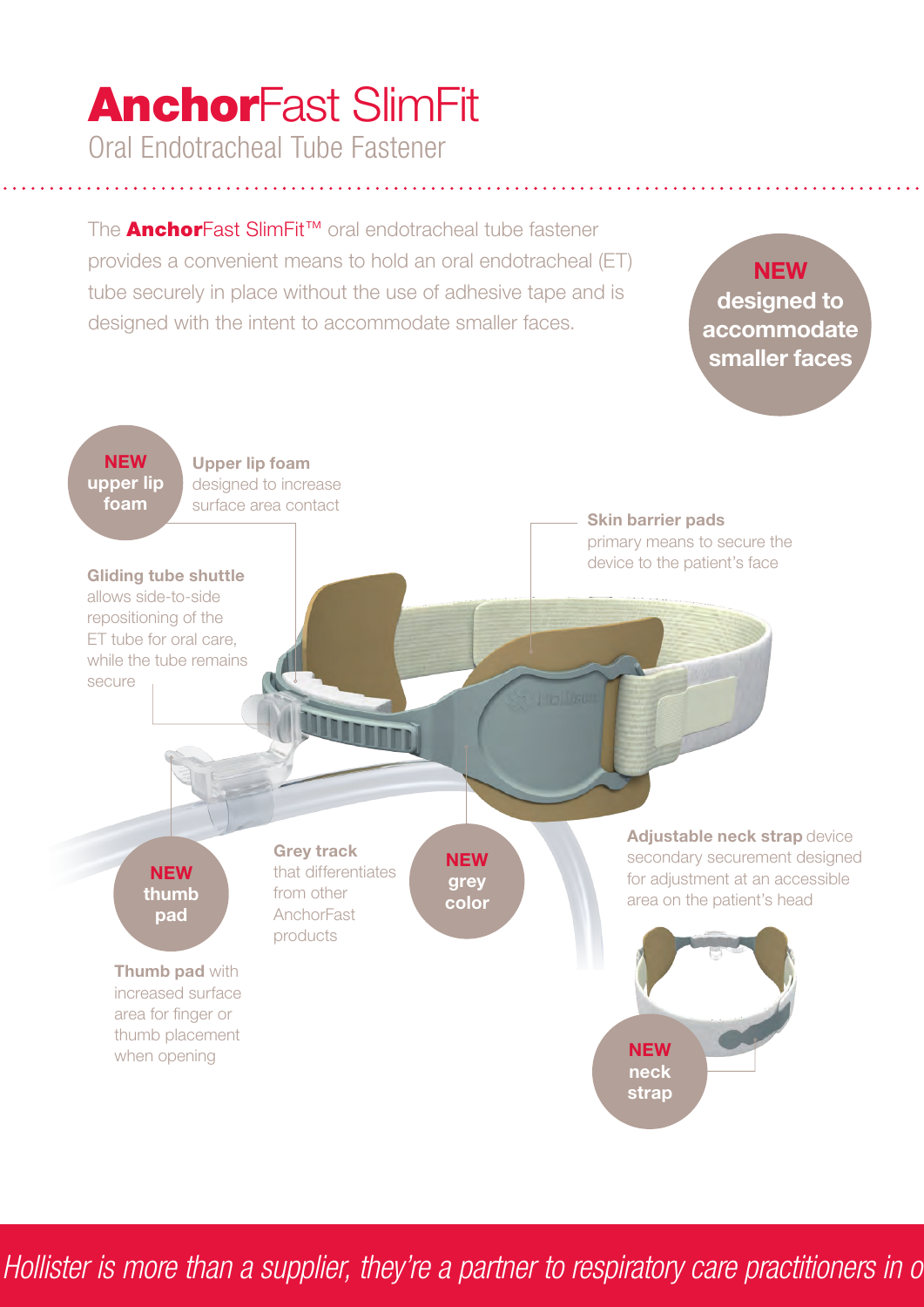# **Anchor**Fast SlimFit

## Oral Endotracheal Tube Fastener

The **Anchor**Fast SlimFit™ oral endotracheal tube fastener provides a convenient means to hold an oral endotracheal (ET) tube securely in place without the use of adhesive tape and is designed with the intent to accommodate smaller faces.

**NEW designed to accommodate smaller faces**

**NEW upper lip foam**

**Upper lip foam** designed to increase surface area contact

**Skin barrier pads** primary means to secure the device to the patient's face

**Gliding tube shuttle** allows side-to-side repositioning of the ET tube for oral care, while the tube remains secure

**NEW thumb pad**

**Thumb pad** with increased surface area for finger or thumb placement when opening

**Grey track** that differentiates from other AnchorFast products

**NEW grey color**

**Adjustable neck strap** device secondary securement designed for adjustment at an accessible area on the patient's head

**NEW neck strap**

*Hollister is more than a supplier, they're a partner to respiratory care practitioners in o*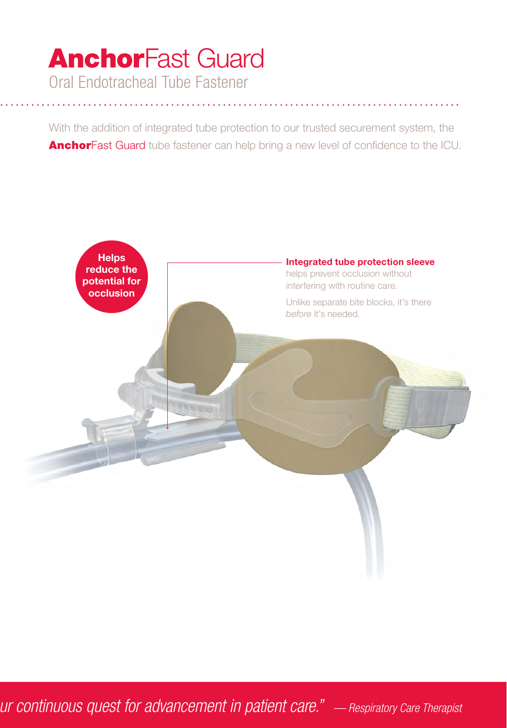# **Anchor**Fast Guard

Oral Endotracheal Tube Fastener

With the addition of integrated tube protection to our trusted securement system, the **Anchor**Fast Guard tube fastener can help bring a new level of confidence to the ICU.

**Helps reduce the potential for occlusion**

**Integrated tube protection sleeve** helps prevent occlusion without interfering with routine care.

Unlike separate bite blocks, it's there *before* it's needed.

*ur continuous quest for advancement in patient care."* — *Respiratory Care Therapist*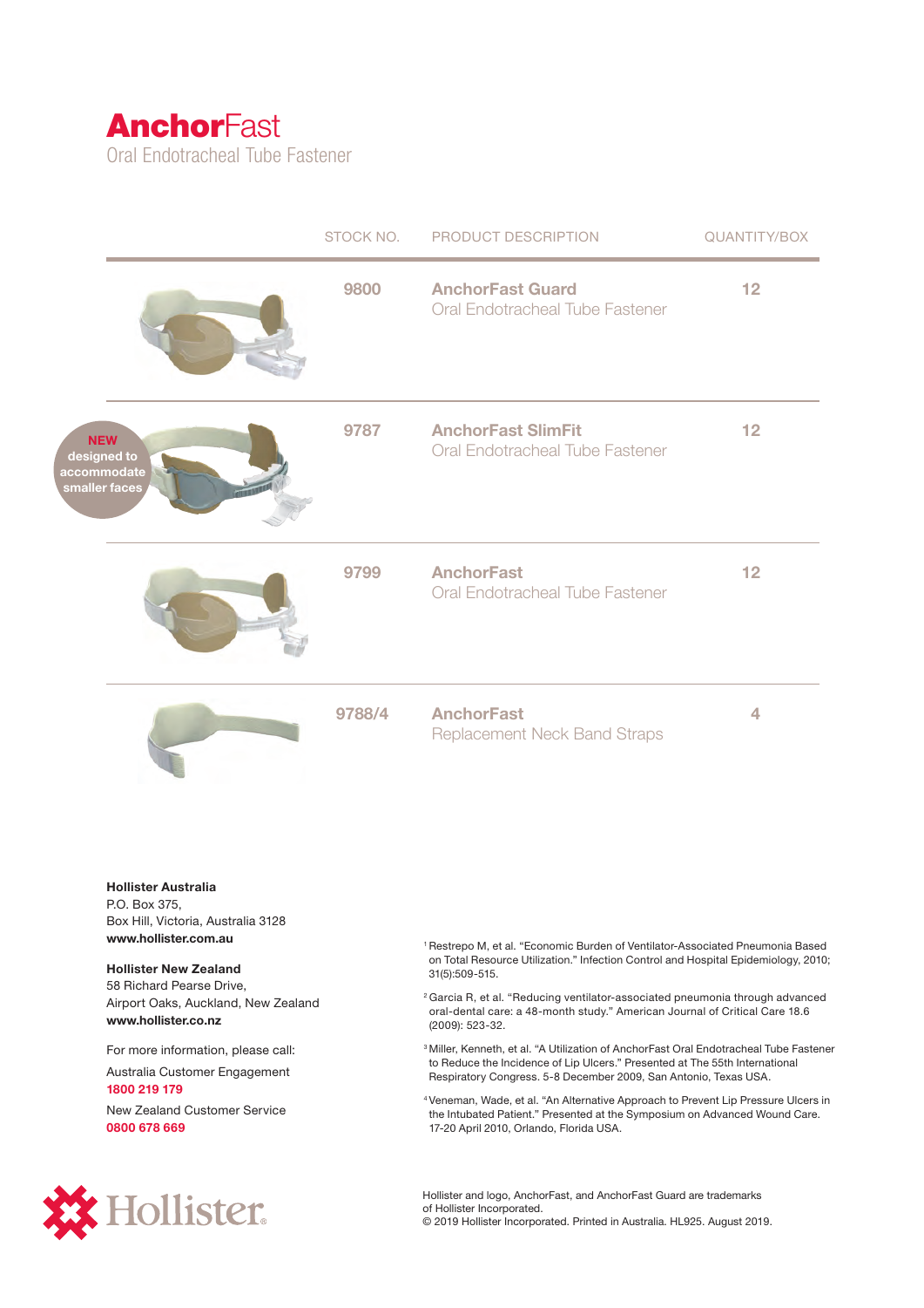# **Anchor**Fast

Oral Endotracheal Tube Fastener

| | STOCK NO. | PRODUCT DESCRIPTION | QUANTITY/BOX |
|---|---|---|---|
| | 9800 | **AnchorFast Guard** Oral Endotracheal Tube Fastener | 12 |
| NEW designed to accommodate smaller faces | 9787 | **AnchorFast SlimFit** Oral Endotracheal Tube Fastener | 12 |
| | 9799 | **AnchorFast** Oral Endotracheal Tube Fastener | 12 |
| | 9788/4 | **AnchorFast** Replacement Neck Band Straps | 4 |

**Hollister Australia**
P.O. Box 375,
Box Hill, Victoria, Australia 3128
**www.hollister.com.au**

**Hollister New Zealand**
58 Richard Pearse Drive,
Airport Oaks, Auckland, New Zealand
**www.hollister.co.nz**

For more information, please call:

Australia Customer Engagement
**1800 219 179**

New Zealand Customer Service
**0800 678 669**

[1] Restrepo M, et al. "Economic Burden of Ventilator-Associated Pneumonia Based on Total Resource Utilization." Infection Control and Hospital Epidemiology, 2010; 31(5):509-515.

[2] Garcia R, et al. "Reducing ventilator-associated pneumonia through advanced oral-dental care: a 48-month study." American Journal of Critical Care 18.6 (2009): 523-32.

[3] Miller, Kenneth, et al. "A Utilization of AnchorFast Oral Endotracheal Tube Fastener to Reduce the Incidence of Lip Ulcers." Presented at The 55th International Respiratory Congress. 5-8 December 2009, San Antonio, Texas USA.

[4] Veneman, Wade, et al. "An Alternative Approach to Prevent Lip Pressure Ulcers in the Intubated Patient." Presented at the Symposium on Advanced Wound Care. 17-20 April 2010, Orlando, Florida USA.

Hollister

Hollister and logo, AnchorFast, and AnchorFast Guard are trademarks of Hollister Incorporated.
© 2019 Hollister Incorporated. Printed in Australia. HL925. August 2019.